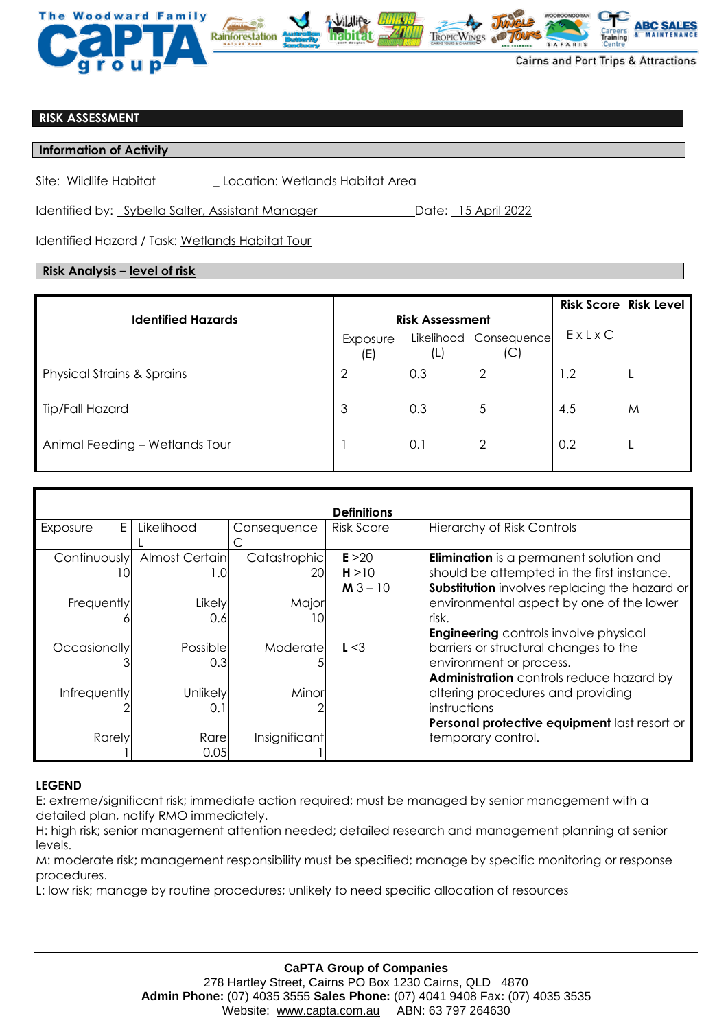## RISK ASSESSMENT

### Information of Activity

Site: Wildlife Habitat Location: Wetlands Habitat Area

Identified by: Sybella Salter, Assistant Manager Date: 15 April 2022

Identified Hazard / Task: Wetlands Habitat Tour

### Risk Analysis – level of risk

| Identified Hazards | Risk Assessment | | | Risk Score | Risk Level |
|---|---|---|---|---|---|
| | Exposure (E) | Likelihood (L) | Consequence (C) | E x L x C | |
| Physical Strains & Sprains | 2 | 0.3 | 2 | 1.2 | L |
| Tip/Fall Hazard | 3 | 0.3 | 5 | 4.5 | M |
| Animal Feeding – Wetlands Tour | 1 | 0.1 | 2 | 0.2 | L |

**Definitions**

| Exposure E | Likelihood L | Consequence C | Risk Score | Hierarchy of Risk Controls |
|---|---|---|---|---|
| Continuously 10 | Almost Certain 1.0 | Catastrophic 20 | **E** >20<br>**H** >10<br>**M** 3 – 10 | **Elimination** is a permanent solution and should be attempted in the first instance.<br>**Substitution** involves replacing the hazard or environmental aspect by one of the lower risk. |
| Frequently 6 | Likely 0.6 | Major 10 | | |
| Occasionally 3 | Possible 0.3 | Moderate 5 | **L** <3 | **Engineering** controls involve physical barriers or structural changes to the environment or process. |
| Infrequently 2 | Unlikely 0.1 | Minor 2 | | **Administration** controls reduce hazard by altering procedures and providing instructions |
| Rarely 1 | Rare 0.05 | Insignificant 1 | | **Personal protective equipment** last resort or temporary control. |

**LEGEND**

E: extreme/significant risk; immediate action required; must be managed by senior management with a detailed plan, notify RMO immediately.

H: high risk; senior management attention needed; detailed research and management planning at senior levels.

M: moderate risk; management responsibility must be specified; manage by specific monitoring or response procedures.

L: low risk; manage by routine procedures; unlikely to need specific allocation of resources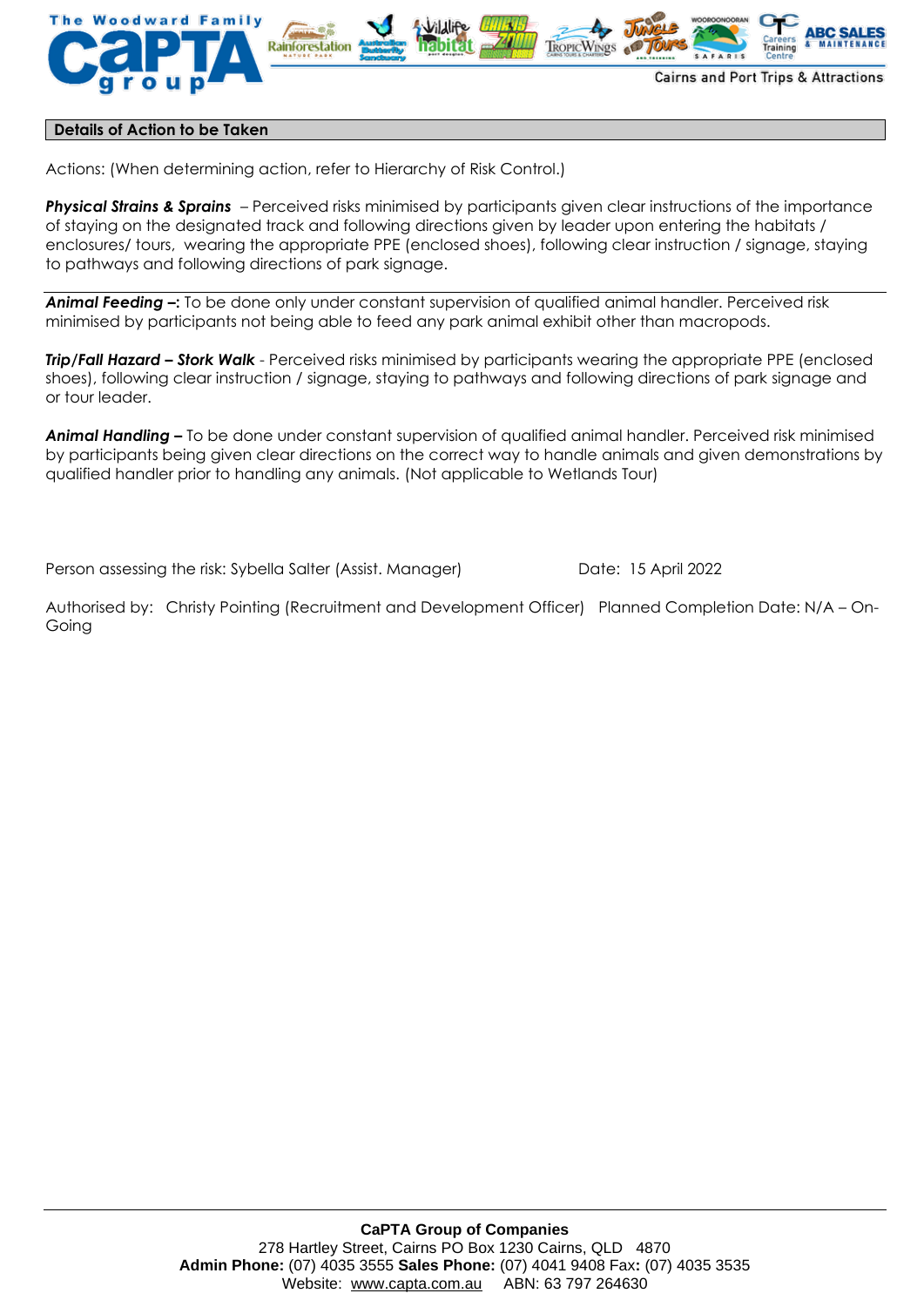**Details of Action to be Taken**

Actions: (When determining action, refer to Hierarchy of Risk Control.)

***Physical Strains & Sprains*** – Perceived risks minimised by participants given clear instructions of the importance of staying on the designated track and following directions given by leader upon entering the habitats / enclosures/ tours, wearing the appropriate PPE (enclosed shoes), following clear instruction / signage, staying to pathways and following directions of park signage.

***Animal Feeding –:*** To be done only under constant supervision of qualified animal handler. Perceived risk minimised by participants not being able to feed any park animal exhibit other than macropods.

***Trip/Fall Hazard – Stork Walk*** - Perceived risks minimised by participants wearing the appropriate PPE (enclosed shoes), following clear instruction / signage, staying to pathways and following directions of park signage and or tour leader.

***Animal Handling –*** To be done under constant supervision of qualified animal handler. Perceived risk minimised by participants being given clear directions on the correct way to handle animals and given demonstrations by qualified handler prior to handling any animals. (Not applicable to Wetlands Tour)

Person assessing the risk: Sybella Salter (Assist. Manager) Date: 15 April 2022

Authorised by: Christy Pointing (Recruitment and Development Officer) Planned Completion Date: N/A – On-Going